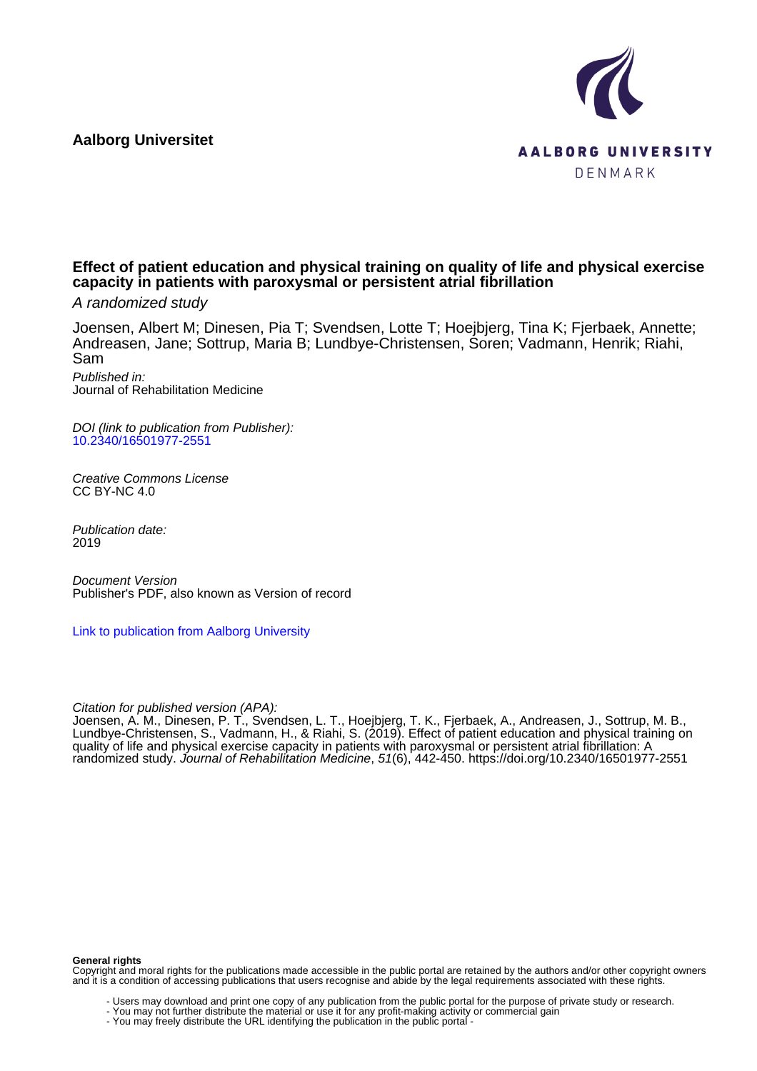**Aalborg Universitet**

AALBORG UNIVERSITY
DENMARK

# Effect of patient education and physical training on quality of life and physical exercise capacity in patients with paroxysmal or persistent atrial fibrillation

*A randomized study*

Joensen, Albert M; Dinesen, Pia T; Svendsen, Lotte T; Hoejbjerg, Tina K; Fjerbaek, Annette; Andreasen, Jane; Sottrup, Maria B; Lundbye-Christensen, Soren; Vadmann, Henrik; Riahi, Sam

*Published in:*
Journal of Rehabilitation Medicine

*DOI (link to publication from Publisher):*
10.2340/16501977-2551

*Creative Commons License*
CC BY-NC 4.0

*Publication date:*
2019

*Document Version*
Publisher's PDF, also known as Version of record

Link to publication from Aalborg University

*Citation for published version (APA):*
Joensen, A. M., Dinesen, P. T., Svendsen, L. T., Hoejbjerg, T. K., Fjerbaek, A., Andreasen, J., Sottrup, M. B., Lundbye-Christensen, S., Vadmann, H., & Riahi, S. (2019). Effect of patient education and physical training on quality of life and physical exercise capacity in patients with paroxysmal or persistent atrial fibrillation: A randomized study. *Journal of Rehabilitation Medicine*, *51*(6), 442-450. https://doi.org/10.2340/16501977-2551

**General rights**
Copyright and moral rights for the publications made accessible in the public portal are retained by the authors and/or other copyright owners and it is a condition of accessing publications that users recognise and abide by the legal requirements associated with these rights.

- Users may download and print one copy of any publication from the public portal for the purpose of private study or research.
- You may not further distribute the material or use it for any profit-making activity or commercial gain
- You may freely distribute the URL identifying the publication in the public portal -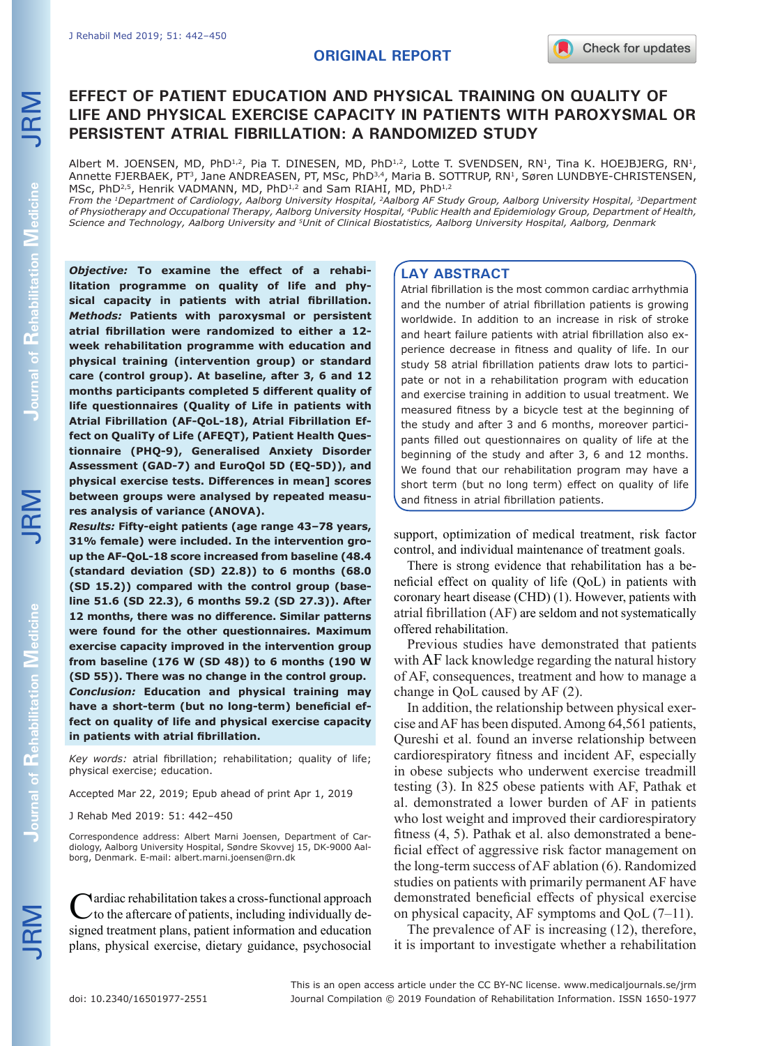ORIGINAL REPORT

# EFFECT OF PATIENT EDUCATION AND PHYSICAL TRAINING ON QUALITY OF LIFE AND PHYSICAL EXERCISE CAPACITY IN PATIENTS WITH PAROXYSMAL OR PERSISTENT ATRIAL FIBRILLATION: A RANDOMIZED STUDY

Albert M. JOENSEN, MD, PhD[1,2], Pia T. DINESEN, MD, PhD[1,2], Lotte T. SVENDSEN, RN[1], Tina K. HOEJBJERG, RN[1], Annette FJERBAEK, PT[3], Jane ANDREASEN, PT, MSc, PhD[3,4], Maria B. SOTTRUP, RN[1], Søren LUNDBYE-CHRISTENSEN, MSc, PhD[2,5], Henrik VADMANN, MD, PhD[1,2] and Sam RIAHI, MD, PhD[1,2]

*From the [1]Department of Cardiology, Aalborg University Hospital, [2]Aalborg AF Study Group, Aalborg University Hospital, [3]Department of Physiotherapy and Occupational Therapy, Aalborg University Hospital, [4]Public Health and Epidemiology Group, Department of Health, Science and Technology, Aalborg University and [5]Unit of Clinical Biostatistics, Aalborg University Hospital, Aalborg, Denmark*

***Objective:*** **To examine the effect of a rehabilitation programme on quality of life and physical capacity in patients with atrial fibrillation.**
***Methods:*** **Patients with paroxysmal or persistent atrial fibrillation were randomized to either a 12-week rehabilitation programme with education and physical training (intervention group) or standard care (control group). At baseline, after 3, 6 and 12 months participants completed 5 different quality of life questionnaires (Quality of Life in patients with Atrial Fibrillation (AF-QoL-18), Atrial Fibrillation Effect on QualiTy of Life (AFEQT), Patient Health Questionnaire (PHQ-9), Generalised Anxiety Disorder Assessment (GAD-7) and EuroQol 5D (EQ-5D)), and physical exercise tests. Differences in mean] scores between groups were analysed by repeated measures analysis of variance (ANOVA).**
***Results:*** **Fifty-eight patients (age range 43–78 years, 31% female) were included. In the intervention group the AF-QoL-18 score increased from baseline (48.4 (standard deviation (SD) 22.8)) to 6 months (68.0 (SD 15.2)) compared with the control group (baseline 51.6 (SD 22.3), 6 months 59.2 (SD 27.3)). After 12 months, there was no difference. Similar patterns were found for the other quality of life scores. Maximum exercise capacity improved in the intervention group from baseline (176 W (SD 48)) to 6 months (190 W (SD 55)). There was no change in the control group.**
***Conclusion:*** **Education and physical training may have a short-term (but no long-term) beneficial effect on quality of life and physical exercise capacity in patients with atrial fibrillation.**

*Key words:* atrial fibrillation; rehabilitation; quality of life; physical exercise; education.

Accepted Mar 22, 2019; Epub ahead of print Apr 1, 2019

J Rehab Med 2019: 51: 442–450

Correspondence address: Albert Marni Joensen, Department of Cardiology, Aalborg University Hospital, Søndre Skovvej 15, DK-9000 Aalborg, Denmark. E-mail: albert.marni.joensen@rn.dk

## LAY ABSTRACT

Atrial fibrillation is the most common cardiac arrhythmia and the number of atrial fibrillation patients is growing worldwide. In addition to an increase in risk of stroke and heart failure patients with atrial fibrillation also experience decrease in fitness and quality of life. In our study 58 atrial fibrillation patients draw lots to participate or not in a rehabilitation program with education and exercise training in addition to usual treatment. We measured fitness by a bicycle test at the beginning of the study and after 3 and 6 months, moreover participants filled out questionnaires on quality of life at the beginning of the study and after 3, 6 and 12 months. We found that our rehabilitation program may have a short term (but no long term) effect on quality of life and fitness in atrial fibrillation patients.

Cardiac rehabilitation takes a cross-functional approach to the aftercare of patients, including individually designed treatment plans, patient information and education plans, physical exercise, dietary guidance, psychosocial support, optimization of medical treatment, risk factor control, and individual maintenance of treatment goals.

There is strong evidence that rehabilitation has a beneficial effect on quality of life (QoL) in patients with coronary heart disease (CHD) (1). However, patients with atrial fibrillation (AF) are seldom and not systematically offered rehabilitation.

Previous studies have demonstrated that patients with AF lack knowledge regarding the natural history of AF, consequences, treatment and how to manage a change in QoL caused by AF (2).

In addition, the relationship between physical exercise and AF has been disputed. Among 64,561 patients, Qureshi et al. found an inverse relationship between cardiorespiratory fitness and incident AF, especially in obese subjects who underwent exercise treadmill testing (3). In 825 obese patients with AF, Pathak et al. demonstrated a lower burden of AF in patients who lost weight and improved their cardiorespiratory fitness (4, 5). Pathak et al. also demonstrated a beneficial effect of aggressive risk factor management on the long-term success of AF ablation (6). Randomized studies on patients with primarily permanent AF have demonstrated beneficial effects of physical exercise on physical capacity, AF symptoms and QoL (7–11).

The prevalence of AF is increasing (12), therefore, it is important to investigate whether a rehabilitation

This is an open access article under the CC BY-NC license. www.medicaljournals.se/jrm
doi: 10.2340/16501977-2551 Journal Compilation © 2019 Foundation of Rehabilitation Information. ISSN 1650-1977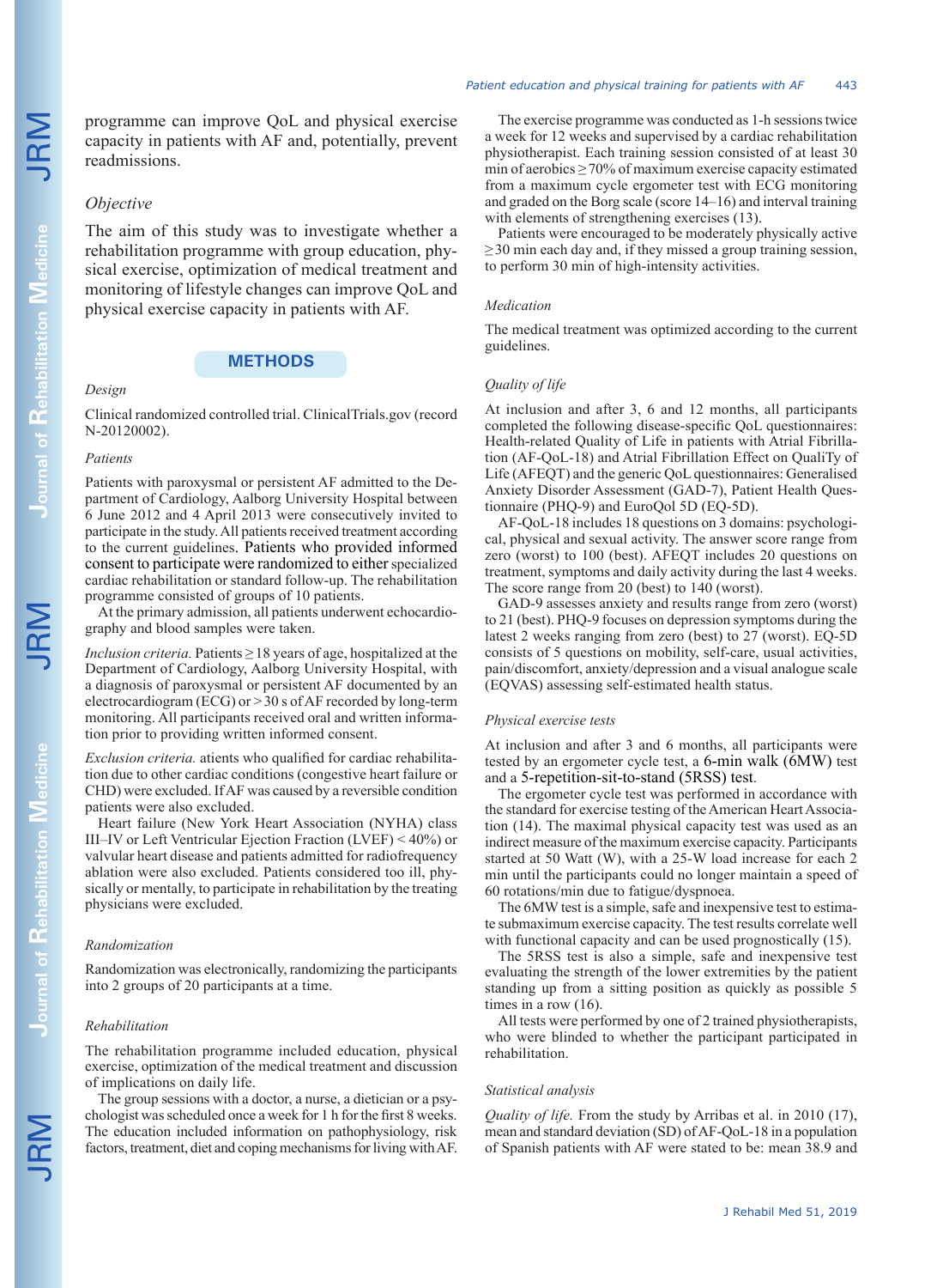programme can improve QoL and physical exercise capacity in patients with AF and, potentially, prevent readmissions.

### Objective

The aim of this study was to investigate whether a rehabilitation programme with group education, physical exercise, optimization of medical treatment and monitoring of lifestyle changes can improve QoL and physical exercise capacity in patients with AF.

## METHODS

### Design

Clinical randomized controlled trial. ClinicalTrials.gov (record N-20120002).

### Patients

Patients with paroxysmal or persistent AF admitted to the Department of Cardiology, Aalborg University Hospital between 6 June 2012 and 4 April 2013 were consecutively invited to participate in the study. All patients received treatment according to the current guidelines. Patients who provided informed consent to participate were randomized to either specialized cardiac rehabilitation or standard follow-up. The rehabilitation programme consisted of groups of 10 patients.

At the primary admission, all patients underwent echocardiography and blood samples were taken.

*Inclusion criteria.* Patients ≥ 18 years of age, hospitalized at the Department of Cardiology, Aalborg University Hospital, with a diagnosis of paroxysmal or persistent AF documented by an electrocardiogram (ECG) or > 30 s of AF recorded by long-term monitoring. All participants received oral and written information prior to providing written informed consent.

*Exclusion criteria.* atients who qualified for cardiac rehabilitation due to other cardiac conditions (congestive heart failure or CHD) were excluded. If AF was caused by a reversible condition patients were also excluded.

Heart failure (New York Heart Association (NYHA) class III–IV or Left Ventricular Ejection Fraction (LVEF) < 40%) or valvular heart disease and patients admitted for radiofrequency ablation were also excluded. Patients considered too ill, physically or mentally, to participate in rehabilitation by the treating physicians were excluded.

### Randomization

Randomization was electronically, randomizing the participants into 2 groups of 20 participants at a time.

### Rehabilitation

The rehabilitation programme included education, physical exercise, optimization of the medical treatment and discussion of implications on daily life.

The group sessions with a doctor, a nurse, a dietician or a psychologist was scheduled once a week for 1 h for the first 8 weeks. The education included information on pathophysiology, risk factors, treatment, diet and coping mechanisms for living with AF.

The exercise programme was conducted as 1-h sessions twice a week for 12 weeks and supervised by a cardiac rehabilitation physiotherapist. Each training session consisted of at least 30 min of aerobics ≥ 70% of maximum exercise capacity estimated from a maximum cycle ergometer test with ECG monitoring and graded on the Borg scale (score 14–16) and interval training with elements of strengthening exercises (13).

Patients were encouraged to be moderately physically active ≥ 30 min each day and, if they missed a group training session, to perform 30 min of high-intensity activities.

### Medication

The medical treatment was optimized according to the current guidelines.

### Quality of life

At inclusion and after 3, 6 and 12 months, all participants completed the following disease-specific QoL questionnaires: Health-related Quality of Life in patients with Atrial Fibrillation (AF-QoL-18) and Atrial Fibrillation Effect on QualiTy of Life (AFEQT) and the generic QoL questionnaires: Generalised Anxiety Disorder Assessment (GAD-7), Patient Health Questionnaire (PHQ-9) and EuroQol 5D (EQ-5D).

AF-QoL-18 includes 18 questions on 3 domains: psychological, physical and sexual activity. The answer score range from zero (worst) to 100 (best). AFEQT includes 20 questions on treatment, symptoms and daily activity during the last 4 weeks. The score range from 20 (best) to 140 (worst).

GAD-9 assesses anxiety and results range from zero (worst) to 21 (best). PHQ-9 focuses on depression symptoms during the latest 2 weeks ranging from zero (best) to 27 (worst). EQ-5D consists of 5 questions on mobility, self-care, usual activities, pain/discomfort, anxiety/depression and a visual analogue scale (EQVAS) assessing self-estimated health status.

### Physical exercise tests

At inclusion and after 3 and 6 months, all participants were tested by an ergometer cycle test, a 6-min walk (6MW) test and a 5-repetition-sit-to-stand (5RSS) test.

The ergometer cycle test was performed in accordance with the standard for exercise testing of the American Heart Association (14). The maximal physical capacity test was used as an indirect measure of the maximum exercise capacity. Participants started at 50 Watt (W), with a 25-W load increase for each 2 min until the participants could no longer maintain a speed of 60 rotations/min due to fatigue/dyspnoea.

The 6MW test is a simple, safe and inexpensive test to estimate submaximum exercise capacity. The test results correlate well with functional capacity and can be used prognostically (15).

The 5RSS test is also a simple, safe and inexpensive test evaluating the strength of the lower extremities by the patient standing up from a sitting position as quickly as possible 5 times in a row (16).

All tests were performed by one of 2 trained physiotherapists, who were blinded to whether the participant participated in rehabilitation.

### Statistical analysis

*Quality of life.* From the study by Arribas et al. in 2010 (17), mean and standard deviation (SD) of AF-QoL-18 in a population of Spanish patients with AF were stated to be: mean 38.9 and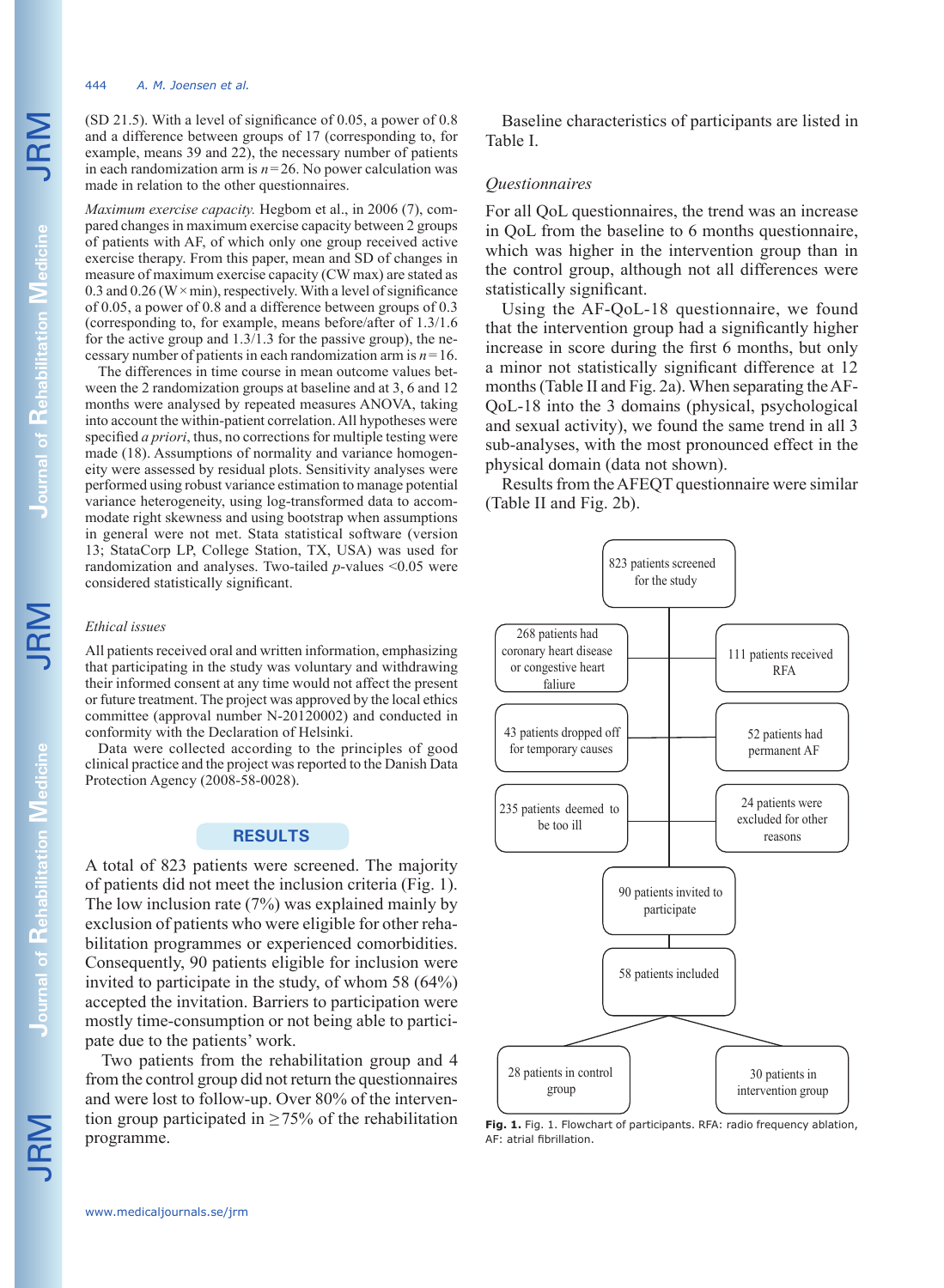(SD 21.5). With a level of significance of 0.05, a power of 0.8 and a difference between groups of 17 (corresponding to, for example, means 39 and 22), the necessary number of patients in each randomization arm is $n=26$. No power calculation was made in relation to the other questionnaires.

*Maximum exercise capacity.* Hegbom et al., in 2006 (7), compared changes in maximum exercise capacity between 2 groups of patients with AF, of which only one group received active exercise therapy. From this paper, mean and SD of changes in measure of maximum exercise capacity (CW max) are stated as 0.3 and 0.26 (W × min), respectively. With a level of significance of 0.05, a power of 0.8 and a difference between groups of 0.3 (corresponding to, for example, means before/after of 1.3/1.6 for the active group and 1.3/1.3 for the passive group), the necessary number of patients in each randomization arm is $n=16$.

The differences in time course in mean outcome values between the 2 randomization groups at baseline and at 3, 6 and 12 months were analysed by repeated measures ANOVA, taking into account the within-patient correlation. All hypotheses were specified *a priori*, thus, no corrections for multiple testing were made (18). Assumptions of normality and variance homogeneity were assessed by residual plots. Sensitivity analyses were performed using robust variance estimation to manage potential variance heterogeneity, using log-transformed data to accommodate right skewness and using bootstrap when assumptions in general were not met. Stata statistical software (version 13; StataCorp LP, College Station, TX, USA) was used for randomization and analyses. Two-tailed $p$-values <0.05 were considered statistically significant.

### Ethical issues

All patients received oral and written information, emphasizing that participating in the study was voluntary and withdrawing their informed consent at any time would not affect the present or future treatment. The project was approved by the local ethics committee (approval number N-20120002) and conducted in conformity with the Declaration of Helsinki.

Data were collected according to the principles of good clinical practice and the project was reported to the Danish Data Protection Agency (2008-58-0028).

## RESULTS

A total of 823 patients were screened. The majority of patients did not meet the inclusion criteria (Fig. 1). The low inclusion rate (7%) was explained mainly by exclusion of patients who were eligible for other rehabilitation programmes or experienced comorbidities. Consequently, 90 patients eligible for inclusion were invited to participate in the study, of whom 58 (64%) accepted the invitation. Barriers to participation were mostly time-consumption or not being able to participate due to the patients' work.

Two patients from the rehabilitation group and 4 from the control group did not return the questionnaires and were lost to follow-up. Over 80% of the intervention group participated in ≥75% of the rehabilitation programme.

Baseline characteristics of participants are listed in Table I.

### Questionnaires

For all QoL questionnaires, the trend was an increase in QoL from the baseline to 6 months questionnaire, which was higher in the intervention group than in the control group, although not all differences were statistically significant.

Using the AF-QoL-18 questionnaire, we found that the intervention group had a significantly higher increase in score during the first 6 months, but only a minor not statistically significant difference at 12 months (Table II and Fig. 2a). When separating the AF-QoL-18 into the 3 domains (physical, psychological and sexual activity), we found the same trend in all 3 sub-analyses, with the most pronounced effect in the physical domain (data not shown).

Results from the AFEQT questionnaire were similar (Table II and Fig. 2b).

823 patients screened for the study

- 268 patients had coronary heart disease or congestive heart faliure
- 111 patients received RFA
- 43 patients dropped off for temporary causes
- 52 patients had permanent AF
- 235 patients deemed to be too ill
- 24 patients were excluded for other reasons

90 patients invited to participate

58 patients included

- 28 patients in control group
- 30 patients in intervention group

**Fig. 1.** Fig. 1. Flowchart of participants. RFA: radio frequency ablation, AF: atrial fibrillation.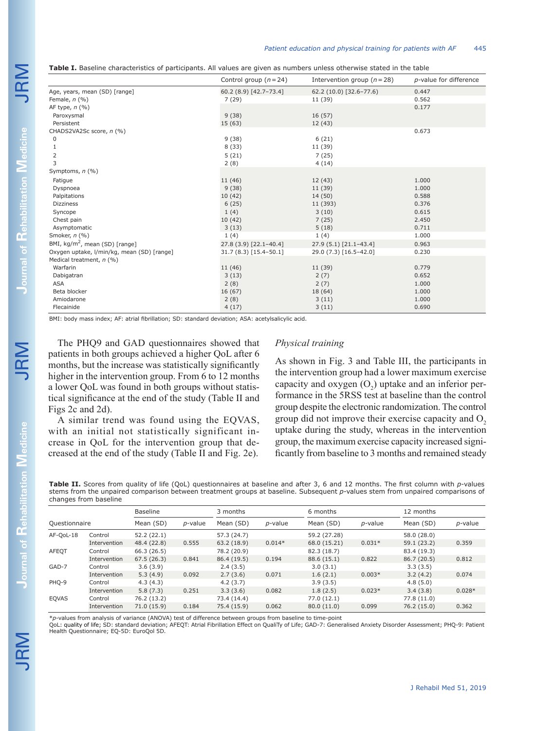**Table I.** Baseline characteristics of participants. All values are given as numbers unless otherwise stated in the table

| | Control group (n = 24) | Intervention group (n = 28) | p-value for difference |
|---|---|---|---|
| Age, years, mean (SD) [range] | 60.2 (8.9) [42.7–73.4] | 62.2 (10.0) [32.6–77.6) | 0.447 |
| Female, n (%) | 7 (29) | 11 (39) | 0.562 |
| AF type, n (%) | | | 0.177 |
| Paroxysmal | 9 (38) | 16 (57) | |
| Persistent | 15 (63) | 12 (43) | |
| CHADS2VA2Sc score, n (%) | | | 0.673 |
| 0 | 9 (38) | 6 (21) | |
| 1 | 8 (33) | 11 (39) | |
| 2 | 5 (21) | 7 (25) | |
| 3 | 2 (8) | 4 (14) | |
| Symptoms, n (%) | | | |
| Fatigue | 11 (46) | 12 (43) | 1.000 |
| Dyspnoea | 9 (38) | 11 (39) | 1.000 |
| Palpitations | 10 (42) | 14 (50) | 0.588 |
| Dizziness | 6 (25) | 11 (393) | 0.376 |
| Syncope | 1 (4) | 3 (10) | 0.615 |
| Chest pain | 10 (42) | 7 (25) | 2.450 |
| Asymptomatic | 3 (13) | 5 (18) | 0.711 |
| Smoker, n (%) | 1 (4) | 1 (4) | 1.000 |
| BMI, kg/m$^2$, mean (SD) [range] | 27.8 (3.9) [22.1–40.4] | 27.9 (5.1) [21.1–43.4] | 0.963 |
| Oxygen uptake, l/min/kg, mean (SD) [range] | 31.7 (8.3) [15.4–50.1] | 29.0 (7.3) [16.5–42.0] | 0.230 |
| Medical treatment, n (%) | | | |
| Warfarin | 11 (46) | 11 (39) | 0.779 |
| Dabigatran | 3 (13) | 2 (7) | 0.652 |
| ASA | 2 (8) | 2 (7) | 1.000 |
| Beta blocker | 16 (67) | 18 (64) | 1.000 |
| Amiodarone | 2 (8) | 3 (11) | 1.000 |
| Flecainide | 4 (17) | 3 (11) | 0.690 |

BMI: body mass index; AF: atrial fibrillation; SD: standard deviation; ASA: acetylsalicylic acid.

The PHQ9 and GAD questionnaires showed that patients in both groups achieved a higher QoL after 6 months, but the increase was statistically significantly higher in the intervention group. From 6 to 12 months a lower QoL was found in both groups without statistical significance at the end of the study (Table II and Figs 2c and 2d).

A similar trend was found using the EQVAS, with an initial not statistically significant increase in QoL for the intervention group that decreased at the end of the study (Table II and Fig. 2e).

*Physical training*

As shown in Fig. 3 and Table III, the participants in the intervention group had a lower maximum exercise capacity and oxygen ($O_2$) uptake and an inferior performance in the 5RSS test at baseline than the control group despite the electronic randomization. The control group did not improve their exercise capacity and $O_2$ uptake during the study, whereas in the intervention group, the maximum exercise capacity increased significantly from baseline to 3 months and remained steady

**Table II.** Scores from quality of life (QoL) questionnaires at baseline and after 3, 6 and 12 months. The first column with p-values stems from the unpaired comparison between treatment groups at baseline. Subsequent p-values stem from unpaired comparisons of changes from baseline

| Questionnaire | | Baseline | | 3 months | | 6 months | | 12 months | |
|---|---|---|---|---|---|---|---|---|---|
| | | Mean (SD) | p-value | Mean (SD) | p-value | Mean (SD) | p-value | Mean (SD) | p-value |
| AF-QoL-18 | Control | 52.2 (22.1) | | 57.3 (24.7) | | 59.2 (27.28) | | 58.0 (28.0) | |
| | Intervention | 48.4 (22.8) | 0.555 | 63.2 (18.9) | 0.014* | 68.0 (15.21) | 0.031* | 59.1 (23.2) | 0.359 |
| AFEQT | Control | 66.3 (26.5) | | 78.2 (20.9) | | 82.3 (18.7) | | 83.4 (19.3) | |
| | Intervention | 67.5 (26.3) | 0.841 | 86.4 (19.5) | 0.194 | 88.6 (15.1) | 0.822 | 86.7 (20.5) | 0.812 |
| GAD-7 | Control | 3.6 (3.9) | | 2.4 (3.5) | | 3.0 (3.1) | | 3.3 (3.5) | |
| | Intervention | 5.3 (4.9) | 0.092 | 2.7 (3.6) | 0.071 | 1.6 (2.1) | 0.003* | 3.2 (4.2) | 0.074 |
| PHQ-9 | Control | 4.3 (4.3) | | 4.2 (3.7) | | 3.9 (3.5) | | 4.8 (5.0) | |
| | Intervention | 5.8 (7.3) | 0.251 | 3.3 (3.6) | 0.082 | 1.8 (2.5) | 0.023* | 3.4 (3.8) | 0.028* |
| EQVAS | Control | 76.2 (13.2) | | 73.4 (14.4) | | 77.0 (12.1) | | 77.8 (11.0) | |
| | Intervention | 71.0 (15.9) | 0.184 | 75.4 (15.9) | 0.062 | 80.0 (11.0) | 0.099 | 76.2 (15.0) | 0.362 |

*p-values from analysis of variance (ANOVA) test of difference between groups from baseline to time-point

QoL: quality of life; SD: standard deviation; AFEQT: Atrial Fibrillation Effect on QualiTy of Life; GAD-7: Generalised Anxiety Disorder Assessment; PHQ-9: Patient Health Questionnaire; EQ-5D: EuroQol 5D.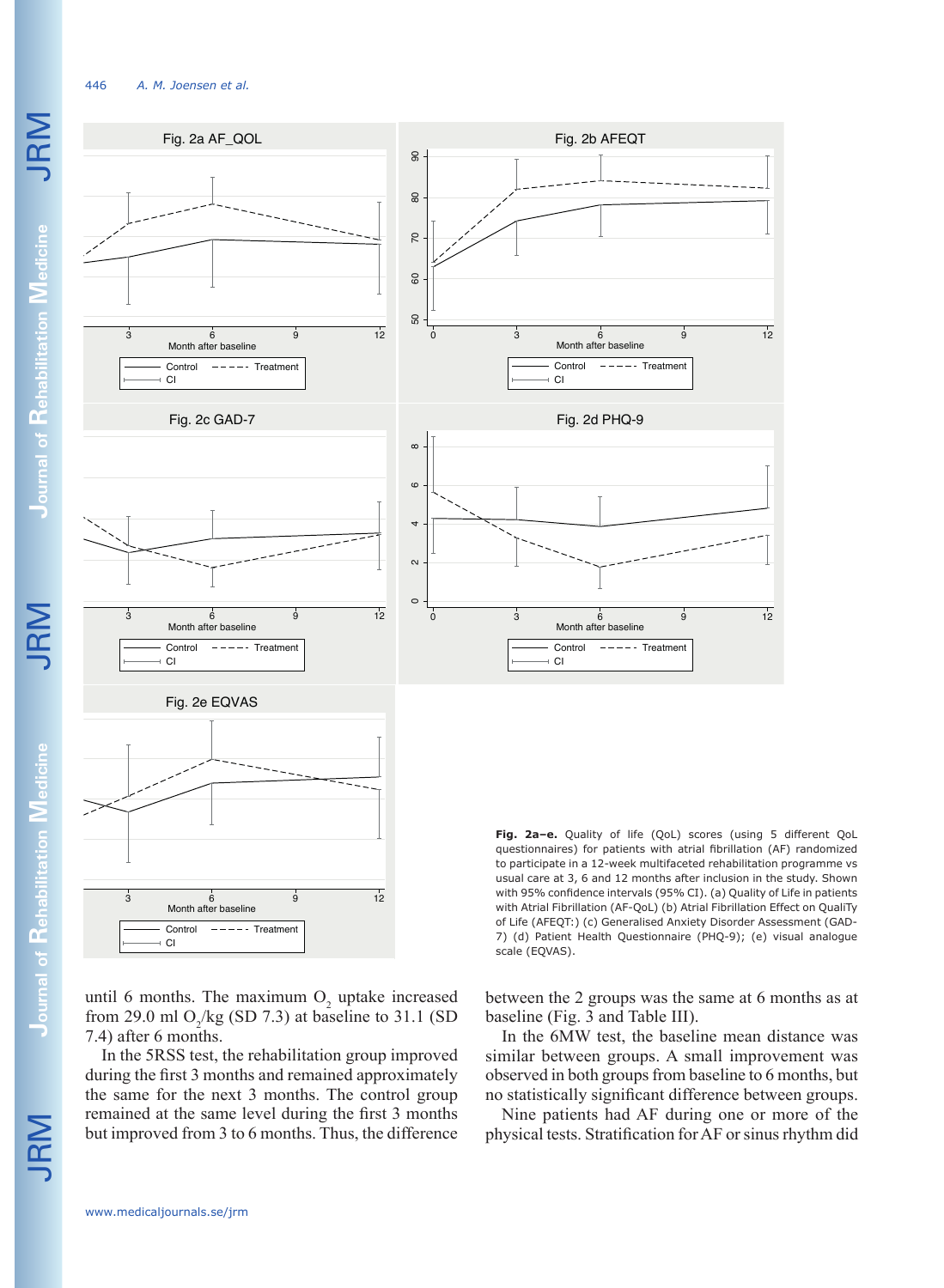**Fig. 2a–e.** Quality of life (QoL) scores (using 5 different QoL questionnaires) for patients with atrial fibrillation (AF) randomized to participate in a 12-week multifaceted rehabilitation programme vs usual care at 3, 6 and 12 months after inclusion in the study. Shown with 95% confidence intervals (95% CI). (a) Quality of Life in patients with Atrial Fibrillation (AF-QoL) (b) Atrial Fibrillation Effect on QualiTy of Life (AFEQT:) (c) Generalised Anxiety Disorder Assessment (GAD-7) (d) Patient Health Questionnaire (PHQ-9); (e) visual analogue scale (EQVAS).

until 6 months. The maximum $O_2$ uptake increased from 29.0 ml $O_2$/kg (SD 7.3) at baseline to 31.1 (SD 7.4) after 6 months.

In the 5RSS test, the rehabilitation group improved during the first 3 months and remained approximately the same for the next 3 months. The control group remained at the same level during the first 3 months but improved from 3 to 6 months. Thus, the difference between the 2 groups was the same at 6 months as at baseline (Fig. 3 and Table III).

In the 6MW test, the baseline mean distance was similar between groups. A small improvement was observed in both groups from baseline to 6 months, but no statistically significant difference between groups.

Nine patients had AF during one or more of the physical tests. Stratification for AF or sinus rhythm did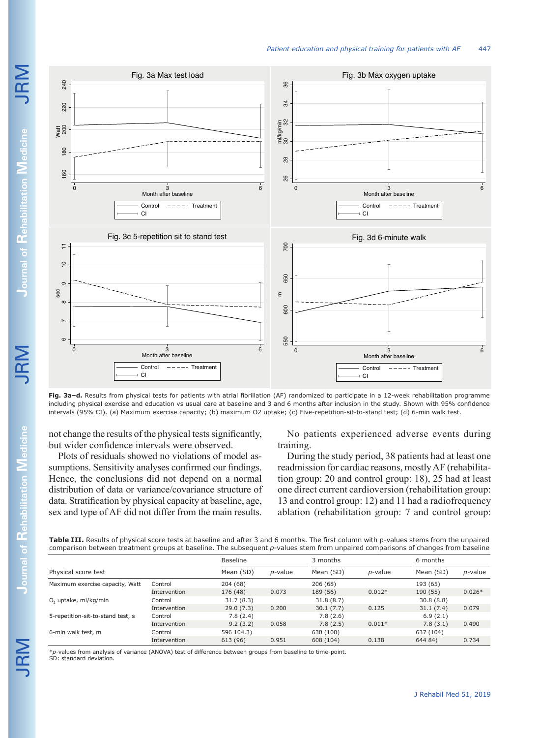Fig. 3a–d. Results from physical tests for patients with atrial fibrillation (AF) randomized to participate in a 12-week rehabilitation programme including physical exercise and education vs usual care at baseline and 3 and 6 months after inclusion in the study. Shown with 95% confidence intervals (95% CI). (a) Maximum exercise capacity; (b) maximum O2 uptake; (c) Five-repetition-sit-to-stand test; (d) 6-min walk test.

not change the results of the physical tests significantly, but wider confidence intervals were observed.

Plots of residuals showed no violations of model assumptions. Sensitivity analyses confirmed our findings. Hence, the conclusions did not depend on a normal distribution of data or variance/covariance structure of data. Stratification by physical capacity at baseline, age, sex and type of AF did not differ from the main results.

No patients experienced adverse events during training.

During the study period, 38 patients had at least one readmission for cardiac reasons, mostly AF (rehabilitation group: 20 and control group: 18), 25 had at least one direct current cardioversion (rehabilitation group: 13 and control group: 12) and 11 had a radiofrequency ablation (rehabilitation group: 7 and control group:

**Table III.** Results of physical score tests at baseline and after 3 and 6 months. The first column with p-values stems from the unpaired comparison between treatment groups at baseline. The subsequent *p*-values stem from unpaired comparisons of changes from baseline

| Physical score test | | Baseline | | 3 months | | 6 months | |
|---|---|---|---|---|---|---|---|
| | | Mean (SD) | *p*-value | Mean (SD) | *p*-value | Mean (SD) | *p*-value |
| Maximum exercise capacity, Watt | Control | 204 (68) | | 206 (68) | | 193 (65) | |
| | Intervention | 176 (48) | 0.073 | 189 (56) | 0.012* | 190 (55) | 0.026* |
| $O_2$ uptake, ml/kg/min | Control | 31.7 (8.3) | | 31.8 (8.7) | | 30.8 (8.8) | |
| | Intervention | 29.0 (7.3) | 0.200 | 30.1 (7.7) | 0.125 | 31.1 (7.4) | 0.079 |
| 5-repetition-sit-to-stand test, s | Control | 7.8 (2.4) | | 7.8 (2.6) | | 6.9 (2.1) | |
| | Intervention | 9.2 (3.2) | 0.058 | 7.8 (2.5) | 0.011* | 7.8 (3.1) | 0.490 |
| 6-min walk test, m | Control | 596 104.3) | | 630 (100) | | 637 (104) | |
| | Intervention | 613 (96) | 0.951 | 608 (104) | 0.138 | 644 84) | 0.734 |

**p*-values from analysis of variance (ANOVA) test of difference between groups from baseline to time-point.
SD: standard deviation.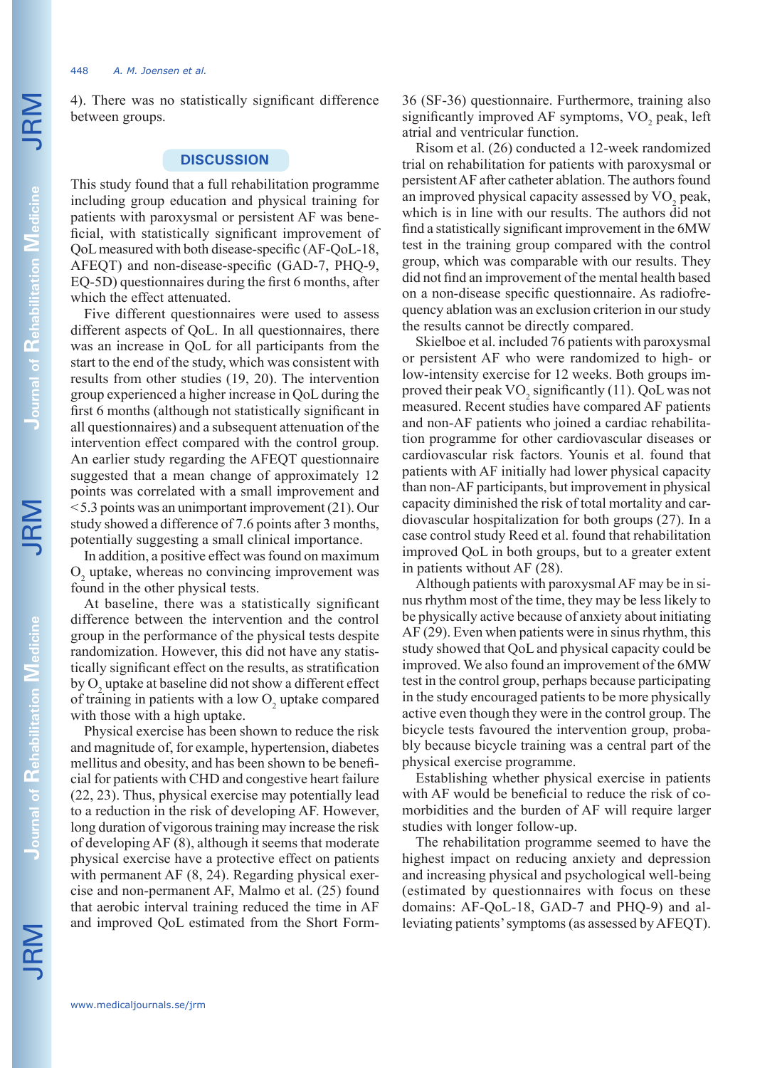4). There was no statistically significant difference between groups.

## DISCUSSION

This study found that a full rehabilitation programme including group education and physical training for patients with paroxysmal or persistent AF was beneficial, with statistically significant improvement of QoL measured with both disease-specific (AF-QoL-18, AFEQT) and non-disease-specific (GAD-7, PHQ-9, EQ-5D) questionnaires during the first 6 months, after which the effect attenuated.

Five different questionnaires were used to assess different aspects of QoL. In all questionnaires, there was an increase in QoL for all participants from the start to the end of the study, which was consistent with results from other studies (19, 20). The intervention group experienced a higher increase in QoL during the first 6 months (although not statistically significant in all questionnaires) and a subsequent attenuation of the intervention effect compared with the control group. An earlier study regarding the AFEQT questionnaire suggested that a mean change of approximately 12 points was correlated with a small improvement and <5.3 points was an unimportant improvement (21). Our study showed a difference of 7.6 points after 3 months, potentially suggesting a small clinical importance.

In addition, a positive effect was found on maximum $O_2$ uptake, whereas no convincing improvement was found in the other physical tests.

At baseline, there was a statistically significant difference between the intervention and the control group in the performance of the physical tests despite randomization. However, this did not have any statistically significant effect on the results, as stratification by $O_2$ uptake at baseline did not show a different effect of training in patients with a low $O_2$ uptake compared with those with a high uptake.

Physical exercise has been shown to reduce the risk and magnitude of, for example, hypertension, diabetes mellitus and obesity, and has been shown to be beneficial for patients with CHD and congestive heart failure (22, 23). Thus, physical exercise may potentially lead to a reduction in the risk of developing AF. However, long duration of vigorous training may increase the risk of developing AF (8), although it seems that moderate physical exercise have a protective effect on patients with permanent AF (8, 24). Regarding physical exercise and non-permanent AF, Malmo et al. (25) found that aerobic interval training reduced the time in AF and improved QoL estimated from the Short Form-36 (SF-36) questionnaire. Furthermore, training also significantly improved AF symptoms, $VO_2$ peak, left atrial and ventricular function.

Risom et al. (26) conducted a 12-week randomized trial on rehabilitation for patients with paroxysmal or persistent AF after catheter ablation. The authors found an improved physical capacity assessed by $VO_2$ peak, which is in line with our results. The authors did not find a statistically significant improvement in the 6MW test in the training group compared with the control group, which was comparable with our results. They did not find an improvement of the mental health based on a non-disease specific questionnaire. As radiofrequency ablation was an exclusion criterion in our study the results cannot be directly compared.

Skielboe et al. included 76 patients with paroxysmal or persistent AF who were randomized to high- or low-intensity exercise for 12 weeks. Both groups improved their peak $VO_2$ significantly (11). QoL was not measured. Recent studies have compared AF patients and non-AF patients who joined a cardiac rehabilitation programme for other cardiovascular diseases or cardiovascular risk factors. Younis et al. found that patients with AF initially had lower physical capacity than non-AF participants, but improvement in physical capacity diminished the risk of total mortality and cardiovascular hospitalization for both groups (27). In a case control study Reed et al. found that rehabilitation improved QoL in both groups, but to a greater extent in patients without AF (28).

Although patients with paroxysmal AF may be in sinus rhythm most of the time, they may be less likely to be physically active because of anxiety about initiating AF (29). Even when patients were in sinus rhythm, this study showed that QoL and physical capacity could be improved. We also found an improvement of the 6MW test in the control group, perhaps because participating in the study encouraged patients to be more physically active even though they were in the control group. The bicycle tests favoured the intervention group, probably because bicycle training was a central part of the physical exercise programme.

Establishing whether physical exercise in patients with AF would be beneficial to reduce the risk of comorbidities and the burden of AF will require larger studies with longer follow-up.

The rehabilitation programme seemed to have the highest impact on reducing anxiety and depression and increasing physical and psychological well-being (estimated by questionnaires with focus on these domains: AF-QoL-18, GAD-7 and PHQ-9) and alleviating patients' symptoms (as assessed by AFEQT).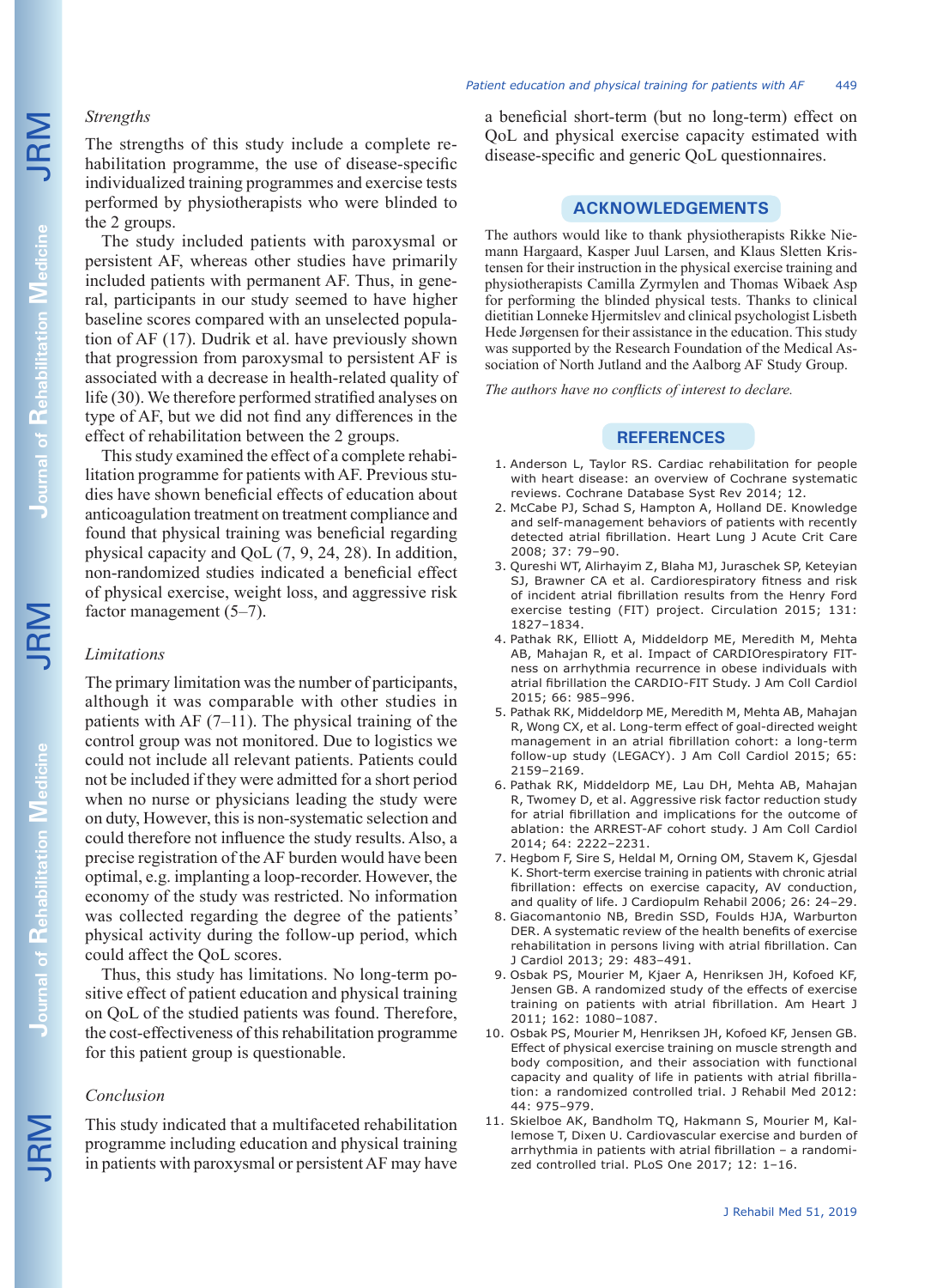### *Strengths*

The strengths of this study include a complete rehabilitation programme, the use of disease-specific individualized training programmes and exercise tests performed by physiotherapists who were blinded to the 2 groups.

The study included patients with paroxysmal or persistent AF, whereas other studies have primarily included patients with permanent AF. Thus, in general, participants in our study seemed to have higher baseline scores compared with an unselected population of AF (17). Dudrik et al. have previously shown that progression from paroxysmal to persistent AF is associated with a decrease in health-related quality of life (30). We therefore performed stratified analyses on type of AF, but we did not find any differences in the effect of rehabilitation between the 2 groups.

This study examined the effect of a complete rehabilitation programme for patients with AF. Previous studies have shown beneficial effects of education about anticoagulation treatment on treatment compliance and found that physical training was beneficial regarding physical capacity and QoL (7, 9, 24, 28). In addition, non-randomized studies indicated a beneficial effect of physical exercise, weight loss, and aggressive risk factor management (5–7).

### *Limitations*

The primary limitation was the number of participants, although it was comparable with other studies in patients with AF (7–11). The physical training of the control group was not monitored. Due to logistics we could not include all relevant patients. Patients could not be included if they were admitted for a short period when no nurse or physicians leading the study were on duty, However, this is non-systematic selection and could therefore not influence the study results. Also, a precise registration of the AF burden would have been optimal, e.g. implanting a loop-recorder. However, the economy of the study was restricted. No information was collected regarding the degree of the patients' physical activity during the follow-up period, which could affect the QoL scores.

Thus, this study has limitations. No long-term positive effect of patient education and physical training on QoL of the studied patients was found. Therefore, the cost-effectiveness of this rehabilitation programme for this patient group is questionable.

### *Conclusion*

This study indicated that a multifaceted rehabilitation programme including education and physical training in patients with paroxysmal or persistent AF may have a beneficial short-term (but no long-term) effect on QoL and physical exercise capacity estimated with disease-specific and generic QoL questionnaires.

## ACKNOWLEDGEMENTS

The authors would like to thank physiotherapists Rikke Niemann Hargaard, Kasper Juul Larsen, and Klaus Sletten Kristensen for their instruction in the physical exercise training and physiotherapists Camilla Zyrmylen and Thomas Wibaek Asp for performing the blinded physical tests. Thanks to clinical dietitian Lonneke Hjermitslev and clinical psychologist Lisbeth Hede Jørgensen for their assistance in the education. This study was supported by the Research Foundation of the Medical Association of North Jutland and the Aalborg AF Study Group.

*The authors have no conflicts of interest to declare.*

## REFERENCES

1. Anderson L, Taylor RS. Cardiac rehabilitation for people with heart disease: an overview of Cochrane systematic reviews. Cochrane Database Syst Rev 2014; 12.
2. McCabe PJ, Schad S, Hampton A, Holland DE. Knowledge and self-management behaviors of patients with recently detected atrial fibrillation. Heart Lung J Acute Crit Care 2008; 37: 79–90.
3. Qureshi WT, Alirhayim Z, Blaha MJ, Juraschek SP, Keteyian SJ, Brawner CA et al. Cardiorespiratory fitness and risk of incident atrial fibrillation results from the Henry Ford exercise testing (FIT) project. Circulation 2015; 131: 1827–1834.
4. Pathak RK, Elliott A, Middeldorp ME, Meredith M, Mehta AB, Mahajan R, et al. Impact of CARDIOrespiratory FITness on arrhythmia recurrence in obese individuals with atrial fibrillation the CARDIO-FIT Study. J Am Coll Cardiol 2015; 66: 985–996.
5. Pathak RK, Middeldorp ME, Meredith M, Mehta AB, Mahajan R, Wong CX, et al. Long-term effect of goal-directed weight management in an atrial fibrillation cohort: a long-term follow-up study (LEGACY). J Am Coll Cardiol 2015; 65: 2159–2169.
6. Pathak RK, Middeldorp ME, Lau DH, Mehta AB, Mahajan R, Twomey D, et al. Aggressive risk factor reduction study for atrial fibrillation and implications for the outcome of ablation: the ARREST-AF cohort study. J Am Coll Cardiol 2014; 64: 2222–2231.
7. Hegbom F, Sire S, Heldal M, Orning OM, Stavem K, Gjesdal K. Short-term exercise training in patients with chronic atrial fibrillation: effects on exercise capacity, AV conduction, and quality of life. J Cardiopulm Rehabil 2006; 26: 24–29.
8. Giacomantonio NB, Bredin SSD, Foulds HJA, Warburton DER. A systematic review of the health benefits of exercise rehabilitation in persons living with atrial fibrillation. Can J Cardiol 2013; 29: 483–491.
9. Osbak PS, Mourier M, Kjaer A, Henriksen JH, Kofoed KF, Jensen GB. A randomized study of the effects of exercise training on patients with atrial fibrillation. Am Heart J 2011; 162: 1080–1087.
10. Osbak PS, Mourier M, Henriksen JH, Kofoed KF, Jensen GB. Effect of physical exercise training on muscle strength and body composition, and their association with functional capacity and quality of life in patients with atrial fibrillation: a randomized controlled trial. J Rehabil Med 2012: 44: 975–979.
11. Skielboe AK, Bandholm TQ, Hakmann S, Mourier M, Kallemose T, Dixen U. Cardiovascular exercise and burden of arrhythmia in patients with atrial fibrillation – a randomized controlled trial. PLoS One 2017; 12: 1–16.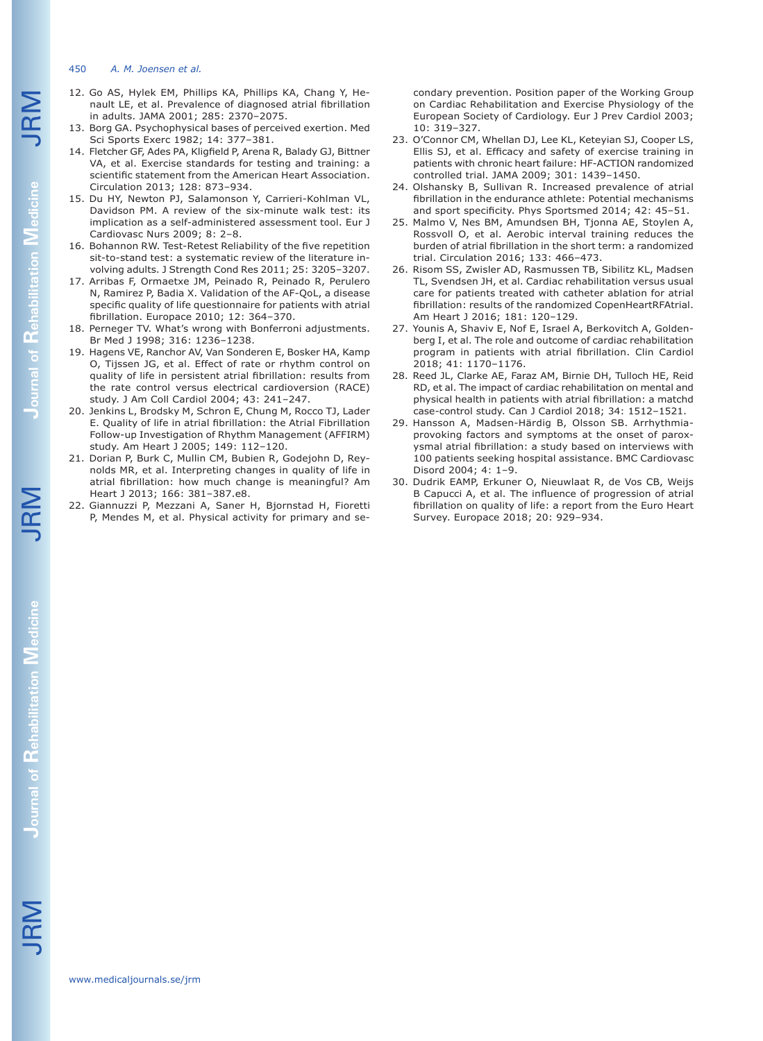12. Go AS, Hylek EM, Phillips KA, Phillips KA, Chang Y, Henault LE, et al. Prevalence of diagnosed atrial fibrillation in adults. JAMA 2001; 285: 2370–2075.
13. Borg GA. Psychophysical bases of perceived exertion. Med Sci Sports Exerc 1982; 14: 377–381.
14. Fletcher GF, Ades PA, Kligfield P, Arena R, Balady GJ, Bittner VA, et al. Exercise standards for testing and training: a scientific statement from the American Heart Association. Circulation 2013; 128: 873–934.
15. Du HY, Newton PJ, Salamonson Y, Carrieri-Kohlman VL, Davidson PM. A review of the six-minute walk test: its implication as a self-administered assessment tool. Eur J Cardiovasc Nurs 2009; 8: 2–8.
16. Bohannon RW. Test-Retest Reliability of the five repetition sit-to-stand test: a systematic review of the literature involving adults. J Strength Cond Res 2011; 25: 3205–3207.
17. Arribas F, Ormaetxe JM, Peinado R, Peinado R, Perulero N, Ramirez P, Badia X. Validation of the AF-QoL, a disease specific quality of life questionnaire for patients with atrial fibrillation. Europace 2010; 12: 364–370.
18. Perneger TV. What's wrong with Bonferroni adjustments. Br Med J 1998; 316: 1236–1238.
19. Hagens VE, Ranchor AV, Van Sonderen E, Bosker HA, Kamp O, Tijssen JG, et al. Effect of rate or rhythm control on quality of life in persistent atrial fibrillation: results from the rate control versus electrical cardioversion (RACE) study. J Am Coll Cardiol 2004; 43: 241–247.
20. Jenkins L, Brodsky M, Schron E, Chung M, Rocco TJ, Lader E. Quality of life in atrial fibrillation: the Atrial Fibrillation Follow-up Investigation of Rhythm Management (AFFIRM) study. Am Heart J 2005; 149: 112–120.
21. Dorian P, Burk C, Mullin CM, Bubien R, Godejohn D, Reynolds MR, et al. Interpreting changes in quality of life in atrial fibrillation: how much change is meaningful? Am Heart J 2013; 166: 381–387.e8.
22. Giannuzzi P, Mezzani A, Saner H, Bjornstad H, Fioretti P, Mendes M, et al. Physical activity for primary and secondary prevention. Position paper of the Working Group on Cardiac Rehabilitation and Exercise Physiology of the European Society of Cardiology. Eur J Prev Cardiol 2003; 10: 319–327.
23. O'Connor CM, Whellan DJ, Lee KL, Keteyian SJ, Cooper LS, Ellis SJ, et al. Efficacy and safety of exercise training in patients with chronic heart failure: HF-ACTION randomized controlled trial. JAMA 2009; 301: 1439–1450.
24. Olshansky B, Sullivan R. Increased prevalence of atrial fibrillation in the endurance athlete: Potential mechanisms and sport specificity. Phys Sportsmed 2014; 42: 45–51.
25. Malmo V, Nes BM, Amundsen BH, Tjonna AE, Stoylen A, Rossvoll O, et al. Aerobic interval training reduces the burden of atrial fibrillation in the short term: a randomized trial. Circulation 2016; 133: 466–473.
26. Risom SS, Zwisler AD, Rasmussen TB, Sibilitz KL, Madsen TL, Svendsen JH, et al. Cardiac rehabilitation versus usual care for patients treated with catheter ablation for atrial fibrillation: results of the randomized CopenHeartRFAtrial. Am Heart J 2016; 181: 120–129.
27. Younis A, Shaviv E, Nof E, Israel A, Berkovitch A, Goldenberg I, et al. The role and outcome of cardiac rehabilitation program in patients with atrial fibrillation. Clin Cardiol 2018; 41: 1170–1176.
28. Reed JL, Clarke AE, Faraz AM, Birnie DH, Tulloch HE, Reid RD, et al. The impact of cardiac rehabilitation on mental and physical health in patients with atrial fibrillation: a matchd case-control study. Can J Cardiol 2018; 34: 1512–1521.
29. Hansson A, Madsen-Härdig B, Olsson SB. Arrhythmia-provoking factors and symptoms at the onset of paroxysmal atrial fibrillation: a study based on interviews with 100 patients seeking hospital assistance. BMC Cardiovasc Disord 2004; 4: 1–9.
30. Dudrik EAMP, Erkuner O, Nieuwlaat R, de Vos CB, Weijs B Capucci A, et al. The influence of progression of atrial fibrillation on quality of life: a report from the Euro Heart Survey. Europace 2018; 20: 929–934.